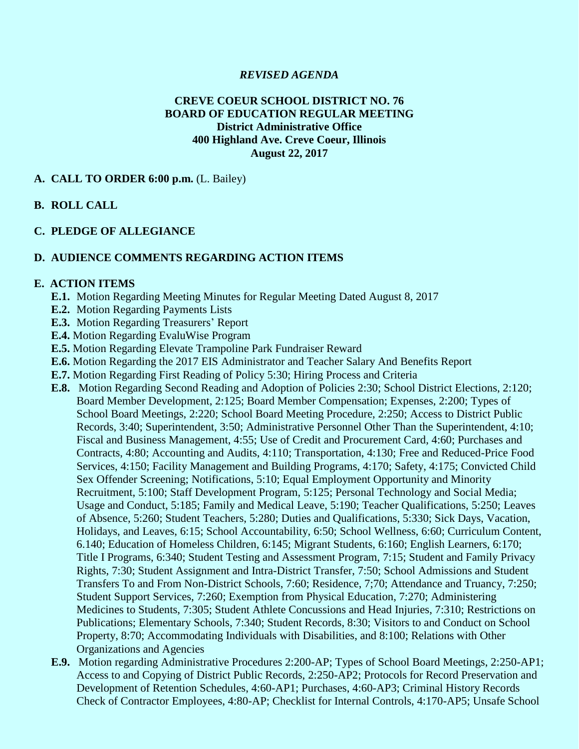*REVISED AGENDA*

**CREVE COEUR SCHOOL DISTRICT NO. 76**
**BOARD OF EDUCATION REGULAR MEETING**
**District Administrative Office**
**400 Highland Ave. Creve Coeur, Illinois**
**August 22, 2017**

**A. CALL TO ORDER 6:00 p.m.** (L. Bailey)

**B. ROLL CALL**

**C. PLEDGE OF ALLEGIANCE**

**D. AUDIENCE COMMENTS REGARDING ACTION ITEMS**

**E. ACTION ITEMS**

- **E.1.** Motion Regarding Meeting Minutes for Regular Meeting Dated August 8, 2017
- **E.2.** Motion Regarding Payments Lists
- **E.3.** Motion Regarding Treasurers' Report
- **E.4.** Motion Regarding EvaluWise Program
- **E.5.** Motion Regarding Elevate Trampoline Park Fundraiser Reward
- **E.6.** Motion Regarding the 2017 EIS Administrator and Teacher Salary And Benefits Report
- **E.7.** Motion Regarding First Reading of Policy 5:30; Hiring Process and Criteria
- **E.8.** Motion Regarding Second Reading and Adoption of Policies 2:30; School District Elections, 2:120; Board Member Development, 2:125; Board Member Compensation; Expenses, 2:200; Types of School Board Meetings, 2:220; School Board Meeting Procedure, 2:250; Access to District Public Records, 3:40; Superintendent, 3:50; Administrative Personnel Other Than the Superintendent, 4:10; Fiscal and Business Management, 4:55; Use of Credit and Procurement Card, 4:60; Purchases and Contracts, 4:80; Accounting and Audits, 4:110; Transportation, 4:130; Free and Reduced-Price Food Services, 4:150; Facility Management and Building Programs, 4:170; Safety, 4:175; Convicted Child Sex Offender Screening; Notifications, 5:10; Equal Employment Opportunity and Minority Recruitment, 5:100; Staff Development Program, 5:125; Personal Technology and Social Media; Usage and Conduct, 5:185; Family and Medical Leave, 5:190; Teacher Qualifications, 5:250; Leaves of Absence, 5:260; Student Teachers, 5:280; Duties and Qualifications, 5:330; Sick Days, Vacation, Holidays, and Leaves, 6:15; School Accountability, 6:50; School Wellness, 6:60; Curriculum Content, 6.140; Education of Homeless Children, 6:145; Migrant Students, 6:160; English Learners, 6:170; Title I Programs, 6:340; Student Testing and Assessment Program, 7:15; Student and Family Privacy Rights, 7:30; Student Assignment and Intra-District Transfer, 7:50; School Admissions and Student Transfers To and From Non-District Schools, 7:60; Residence, 7;70; Attendance and Truancy, 7:250; Student Support Services, 7:260; Exemption from Physical Education, 7:270; Administering Medicines to Students, 7:305; Student Athlete Concussions and Head Injuries, 7:310; Restrictions on Publications; Elementary Schools, 7:340; Student Records, 8:30; Visitors to and Conduct on School Property, 8:70; Accommodating Individuals with Disabilities, and 8:100; Relations with Other Organizations and Agencies
- **E.9.** Motion regarding Administrative Procedures 2:200-AP; Types of School Board Meetings, 2:250-AP1; Access to and Copying of District Public Records, 2:250-AP2; Protocols for Record Preservation and Development of Retention Schedules, 4:60-AP1; Purchases, 4:60-AP3; Criminal History Records Check of Contractor Employees, 4:80-AP; Checklist for Internal Controls, 4:170-AP5; Unsafe School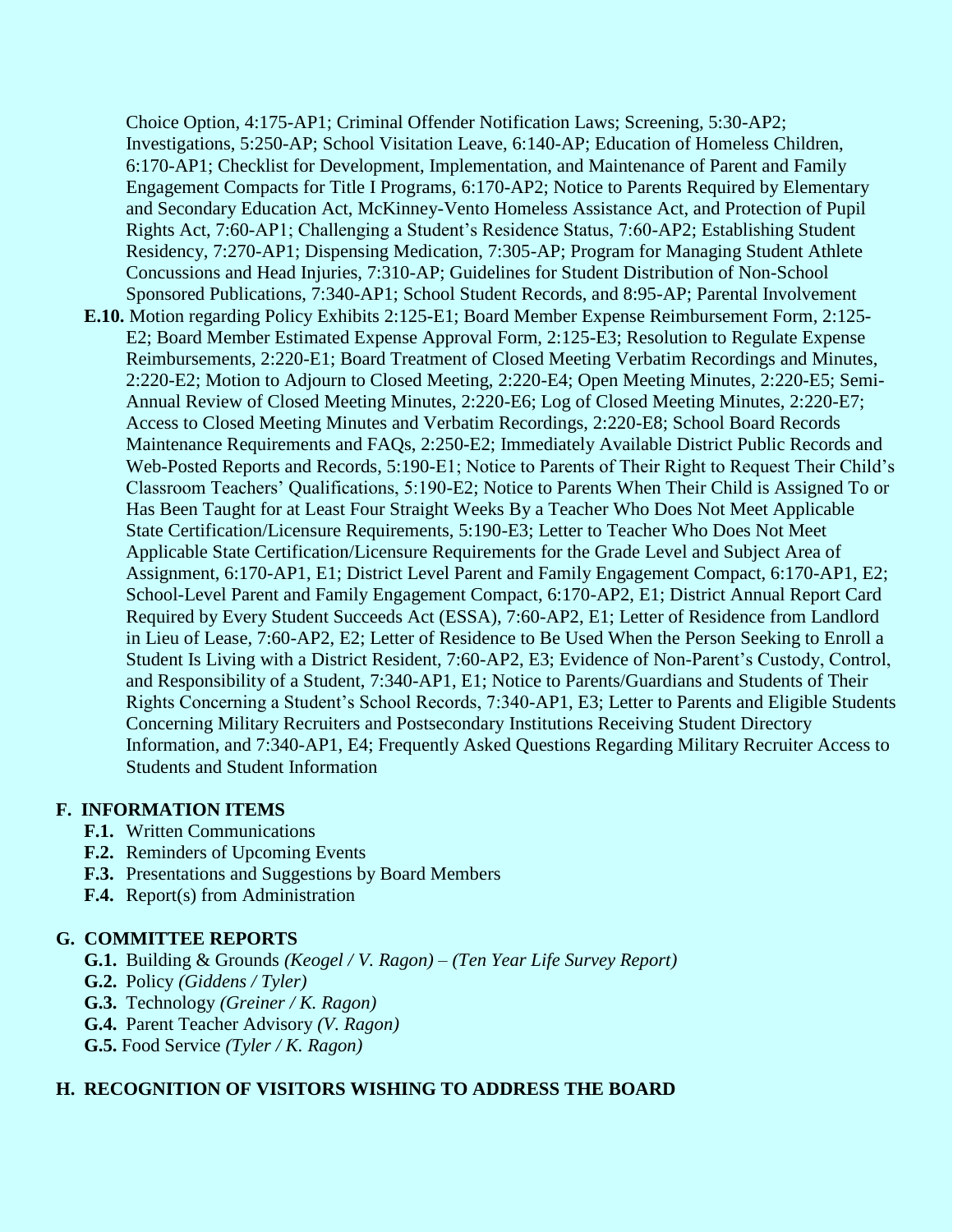Choice Option, 4:175-AP1; Criminal Offender Notification Laws; Screening, 5:30-AP2; Investigations, 5:250-AP; School Visitation Leave, 6:140-AP; Education of Homeless Children, 6:170-AP1; Checklist for Development, Implementation, and Maintenance of Parent and Family Engagement Compacts for Title I Programs, 6:170-AP2; Notice to Parents Required by Elementary and Secondary Education Act, McKinney-Vento Homeless Assistance Act, and Protection of Pupil Rights Act, 7:60-AP1; Challenging a Student's Residence Status, 7:60-AP2; Establishing Student Residency, 7:270-AP1; Dispensing Medication, 7:305-AP; Program for Managing Student Athlete Concussions and Head Injuries, 7:310-AP; Guidelines for Student Distribution of Non-School Sponsored Publications, 7:340-AP1; School Student Records, and 8:95-AP; Parental Involvement

- **E.10.** Motion regarding Policy Exhibits 2:125-E1; Board Member Expense Reimbursement Form, 2:125-E2; Board Member Estimated Expense Approval Form, 2:125-E3; Resolution to Regulate Expense Reimbursements, 2:220-E1; Board Treatment of Closed Meeting Verbatim Recordings and Minutes, 2:220-E2; Motion to Adjourn to Closed Meeting, 2:220-E4; Open Meeting Minutes, 2:220-E5; Semi-Annual Review of Closed Meeting Minutes, 2:220-E6; Log of Closed Meeting Minutes, 2:220-E7; Access to Closed Meeting Minutes and Verbatim Recordings, 2:220-E8; School Board Records Maintenance Requirements and FAQs, 2:250-E2; Immediately Available District Public Records and Web-Posted Reports and Records, 5:190-E1; Notice to Parents of Their Right to Request Their Child's Classroom Teachers' Qualifications, 5:190-E2; Notice to Parents When Their Child is Assigned To or Has Been Taught for at Least Four Straight Weeks By a Teacher Who Does Not Meet Applicable State Certification/Licensure Requirements, 5:190-E3; Letter to Teacher Who Does Not Meet Applicable State Certification/Licensure Requirements for the Grade Level and Subject Area of Assignment, 6:170-AP1, E1; District Level Parent and Family Engagement Compact, 6:170-AP1, E2; School-Level Parent and Family Engagement Compact, 6:170-AP2, E1; District Annual Report Card Required by Every Student Succeeds Act (ESSA), 7:60-AP2, E1; Letter of Residence from Landlord in Lieu of Lease, 7:60-AP2, E2; Letter of Residence to Be Used When the Person Seeking to Enroll a Student Is Living with a District Resident, 7:60-AP2, E3; Evidence of Non-Parent's Custody, Control, and Responsibility of a Student, 7:340-AP1, E1; Notice to Parents/Guardians and Students of Their Rights Concerning a Student's School Records, 7:340-AP1, E3; Letter to Parents and Eligible Students Concerning Military Recruiters and Postsecondary Institutions Receiving Student Directory Information, and 7:340-AP1, E4; Frequently Asked Questions Regarding Military Recruiter Access to Students and Student Information

## F. INFORMATION ITEMS

- **F.1.** Written Communications
- **F.2.** Reminders of Upcoming Events
- **F.3.** Presentations and Suggestions by Board Members
- **F.4.** Report(s) from Administration

## G. COMMITTEE REPORTS

- **G.1.** Building & Grounds *(Keogel / V. Ragon) – (Ten Year Life Survey Report)*
- **G.2.** Policy *(Giddens / Tyler)*
- **G.3.** Technology *(Greiner / K. Ragon)*
- **G.4.** Parent Teacher Advisory *(V. Ragon)*
- **G.5.** Food Service *(Tyler / K. Ragon)*

## H. RECOGNITION OF VISITORS WISHING TO ADDRESS THE BOARD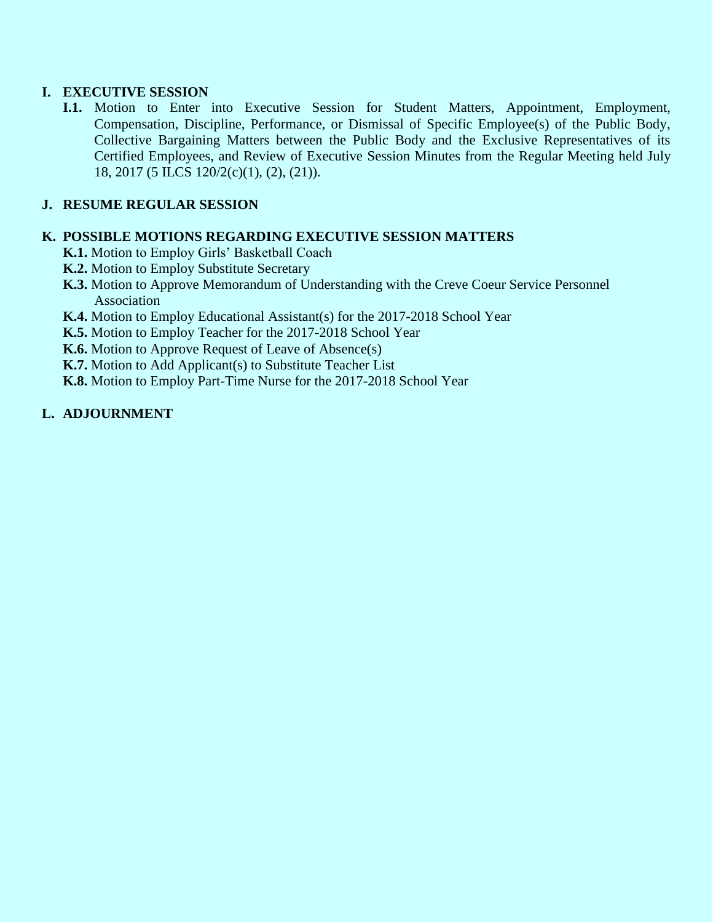## I. EXECUTIVE SESSION

**I.1.** Motion to Enter into Executive Session for Student Matters, Appointment, Employment, Compensation, Discipline, Performance, or Dismissal of Specific Employee(s) of the Public Body, Collective Bargaining Matters between the Public Body and the Exclusive Representatives of its Certified Employees, and Review of Executive Session Minutes from the Regular Meeting held July 18, 2017 (5 ILCS 120/2(c)(1), (2), (21)).

## J. RESUME REGULAR SESSION

## K. POSSIBLE MOTIONS REGARDING EXECUTIVE SESSION MATTERS

**K.1.** Motion to Employ Girls' Basketball Coach

**K.2.** Motion to Employ Substitute Secretary

**K.3.** Motion to Approve Memorandum of Understanding with the Creve Coeur Service Personnel Association

**K.4.** Motion to Employ Educational Assistant(s) for the 2017-2018 School Year

**K.5.** Motion to Employ Teacher for the 2017-2018 School Year

**K.6.** Motion to Approve Request of Leave of Absence(s)

**K.7.** Motion to Add Applicant(s) to Substitute Teacher List

**K.8.** Motion to Employ Part-Time Nurse for the 2017-2018 School Year

## L. ADJOURNMENT